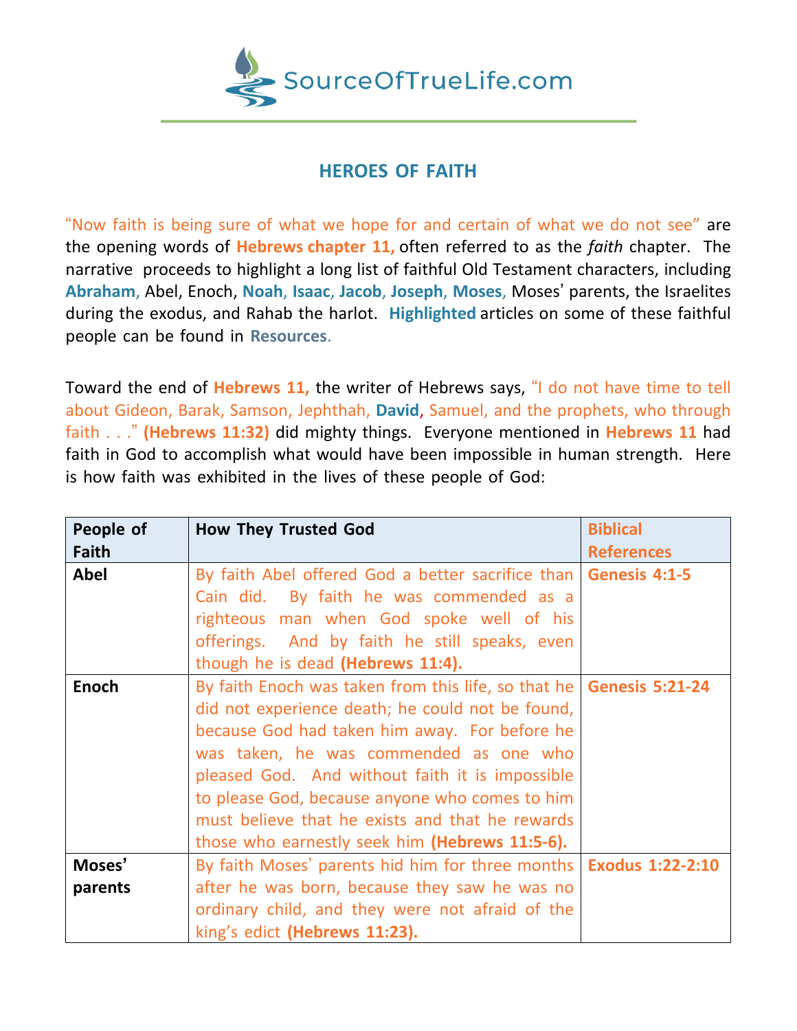SourceOfTrueLife.com

# HEROES OF FAITH

"Now faith is being sure of what we hope for and certain of what we do not see" are the opening words of **Hebrews chapter 11,** often referred to as the *faith* chapter. The narrative proceeds to highlight a long list of faithful Old Testament characters, including **Abraham**, Abel, Enoch, **Noah**, **Isaac**, **Jacob**, **Joseph**, **Moses**, Moses' parents, the Israelites during the exodus, and Rahab the harlot. **Highlighted** articles on some of these faithful people can be found in **Resources**.

Toward the end of **Hebrews 11,** the writer of Hebrews says, "I do not have time to tell about Gideon, Barak, Samson, Jephthah, **David**, Samuel, and the prophets, who through faith . . ." **(Hebrews 11:32)** did mighty things. Everyone mentioned in **Hebrews 11** had faith in God to accomplish what would have been impossible in human strength. Here is how faith was exhibited in the lives of these people of God:

| People of Faith | How They Trusted God | Biblical References |
|---|---|---|
| **Abel** | By faith Abel offered God a better sacrifice than Cain did. By faith he was commended as a righteous man when God spoke well of his offerings. And by faith he still speaks, even though he is dead **(Hebrews 11:4).** | **Genesis 4:1-5** |
| **Enoch** | By faith Enoch was taken from this life, so that he did not experience death; he could not be found, because God had taken him away. For before he was taken, he was commended as one who pleased God. And without faith it is impossible to please God, because anyone who comes to him must believe that he exists and that he rewards those who earnestly seek him **(Hebrews 11:5-6).** | **Genesis 5:21-24** |
| **Moses' parents** | By faith Moses' parents hid him for three months after he was born, because they saw he was no ordinary child, and they were not afraid of the king's edict **(Hebrews 11:23).** | **Exodus 1:22-2:10** |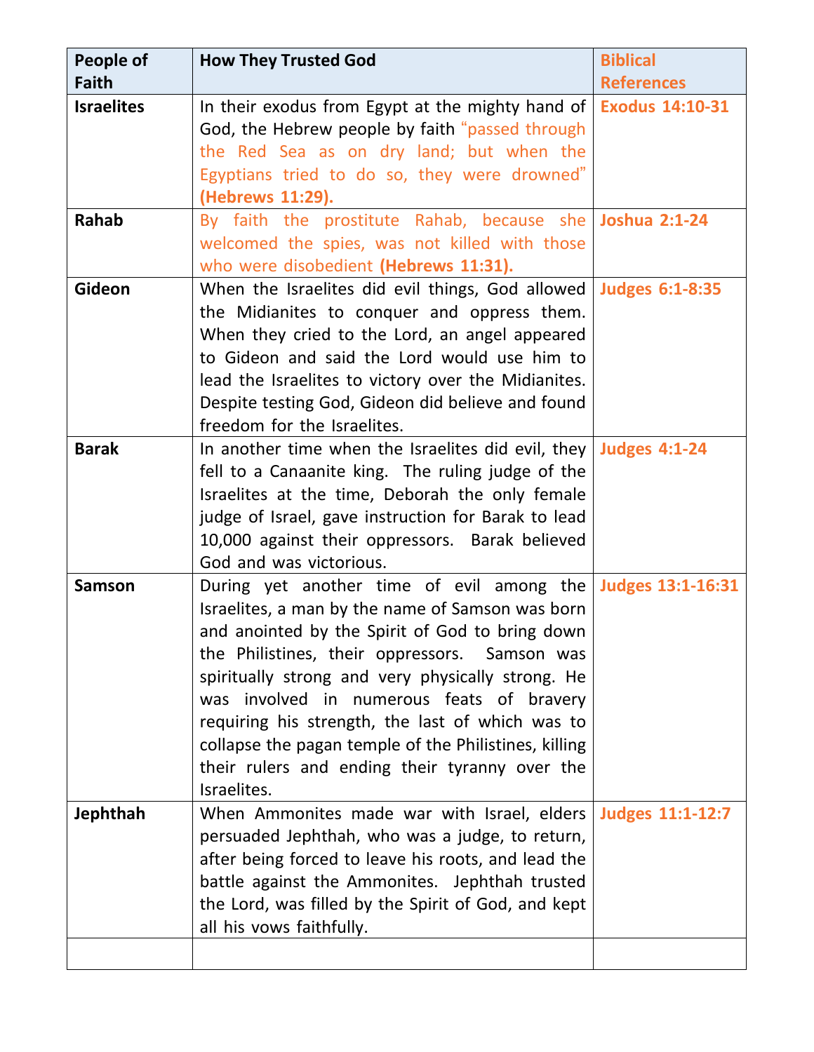| People of Faith | How They Trusted God | Biblical References |
| --- | --- | --- |
| **Israelites** | In their exodus from Egypt at the mighty hand of God, the Hebrew people by faith "passed through the Red Sea as on dry land; but when the Egyptians tried to do so, they were drowned" **(Hebrews 11:29).** | **Exodus 14:10-31** |
| **Rahab** | By faith the prostitute Rahab, because she welcomed the spies, was not killed with those who were disobedient **(Hebrews 11:31).** | **Joshua 2:1-24** |
| **Gideon** | When the Israelites did evil things, God allowed the Midianites to conquer and oppress them. When they cried to the Lord, an angel appeared to Gideon and said the Lord would use him to lead the Israelites to victory over the Midianites. Despite testing God, Gideon did believe and found freedom for the Israelites. | **Judges 6:1-8:35** |
| **Barak** | In another time when the Israelites did evil, they fell to a Canaanite king. The ruling judge of the Israelites at the time, Deborah the only female judge of Israel, gave instruction for Barak to lead 10,000 against their oppressors. Barak believed God and was victorious. | **Judges 4:1-24** |
| **Samson** | During yet another time of evil among the Israelites, a man by the name of Samson was born and anointed by the Spirit of God to bring down the Philistines, their oppressors. Samson was spiritually strong and very physically strong. He was involved in numerous feats of bravery requiring his strength, the last of which was to collapse the pagan temple of the Philistines, killing their rulers and ending their tyranny over the Israelites. | **Judges 13:1-16:31** |
| **Jephthah** | When Ammonites made war with Israel, elders persuaded Jephthah, who was a judge, to return, after being forced to leave his roots, and lead the battle against the Ammonites. Jephthah trusted the Lord, was filled by the Spirit of God, and kept all his vows faithfully. | **Judges 11:1-12:7** |
| | | |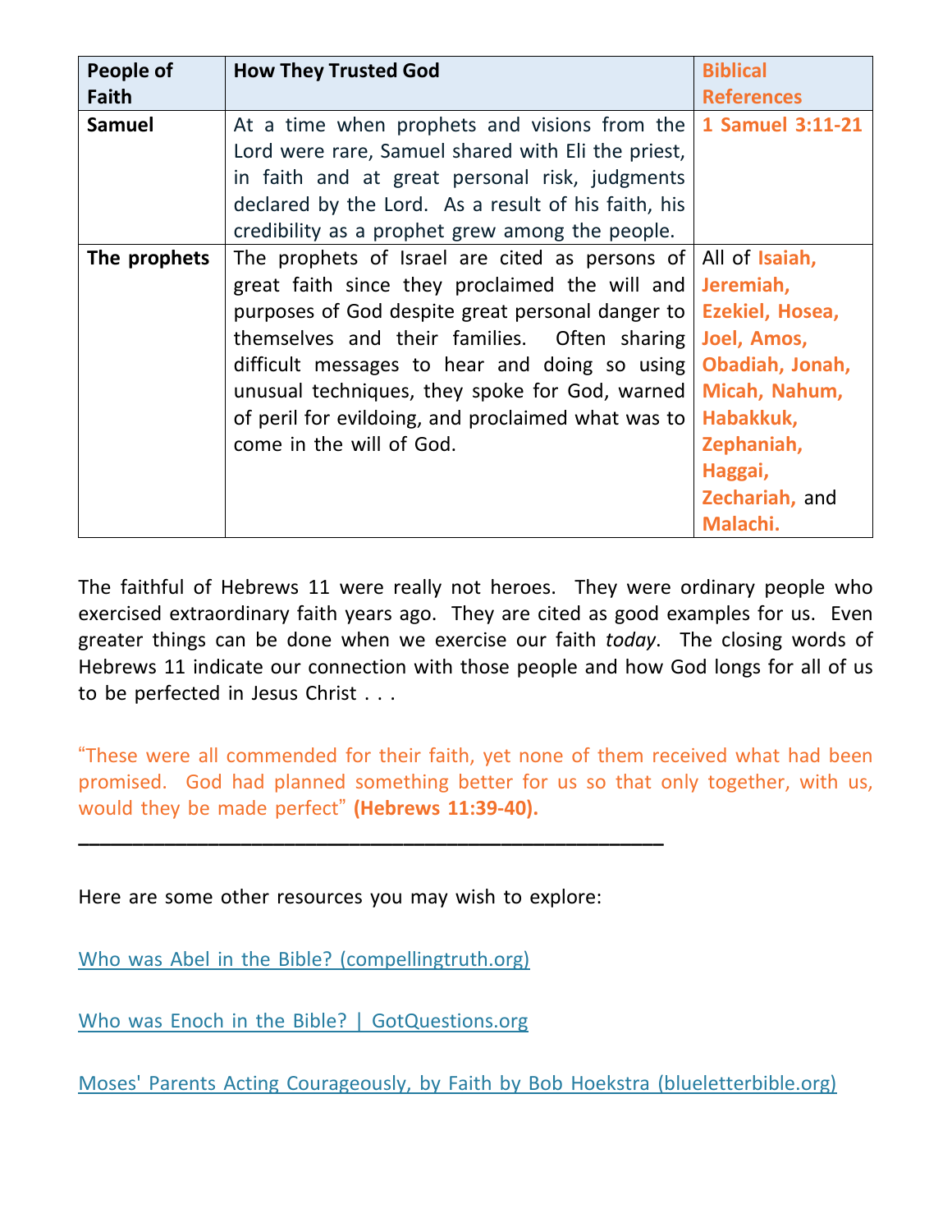| People of Faith | How They Trusted God | Biblical References |
| --- | --- | --- |
| **Samuel** | At a time when prophets and visions from the Lord were rare, Samuel shared with Eli the priest, in faith and at great personal risk, judgments declared by the Lord. As a result of his faith, his credibility as a prophet grew among the people. | **1 Samuel 3:11-21** |
| **The prophets** | The prophets of Israel are cited as persons of great faith since they proclaimed the will and purposes of God despite great personal danger to themselves and their families. Often sharing difficult messages to hear and doing so using unusual techniques, they spoke for God, warned of peril for evildoing, and proclaimed what was to come in the will of God. | All of **Isaiah, Jeremiah, Ezekiel, Hosea, Joel, Amos, Obadiah, Jonah, Micah, Nahum, Habakkuk, Zephaniah, Haggai, Zechariah,** and **Malachi.** |

The faithful of Hebrews 11 were really not heroes. They were ordinary people who exercised extraordinary faith years ago. They are cited as good examples for us. Even greater things can be done when we exercise our faith *today*. The closing words of Hebrews 11 indicate our connection with those people and how God longs for all of us to be perfected in Jesus Christ . . .

"These were all commended for their faith, yet none of them received what had been promised. God had planned something better for us so that only together, with us, would they be made perfect" **(Hebrews 11:39-40).**

---

Here are some other resources you may wish to explore:

Who was Abel in the Bible? (compellingtruth.org)

Who was Enoch in the Bible? | GotQuestions.org

Moses' Parents Acting Courageously, by Faith by Bob Hoekstra (blueletterbible.org)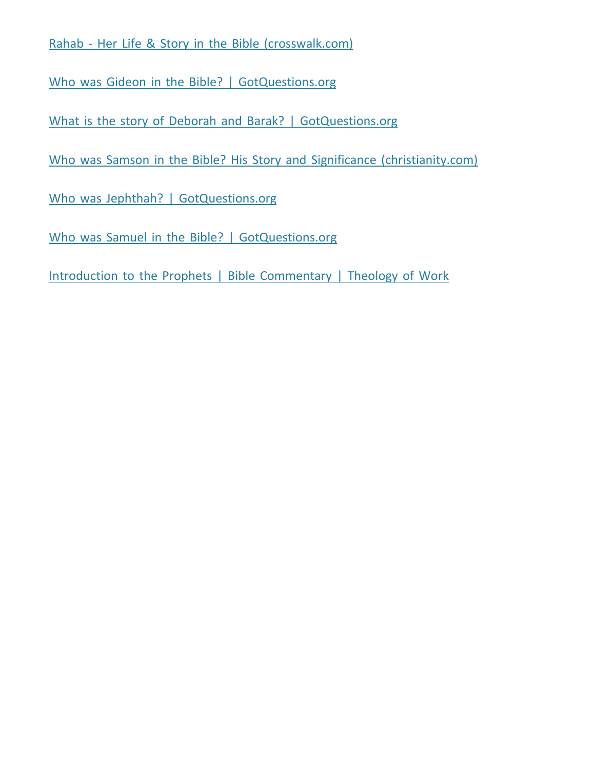Rahab - Her Life & Story in the Bible (crosswalk.com)

Who was Gideon in the Bible? | GotQuestions.org

What is the story of Deborah and Barak? | GotQuestions.org

Who was Samson in the Bible? His Story and Significance (christianity.com)

Who was Jephthah? | GotQuestions.org

Who was Samuel in the Bible? | GotQuestions.org

Introduction to the Prophets | Bible Commentary | Theology of Work